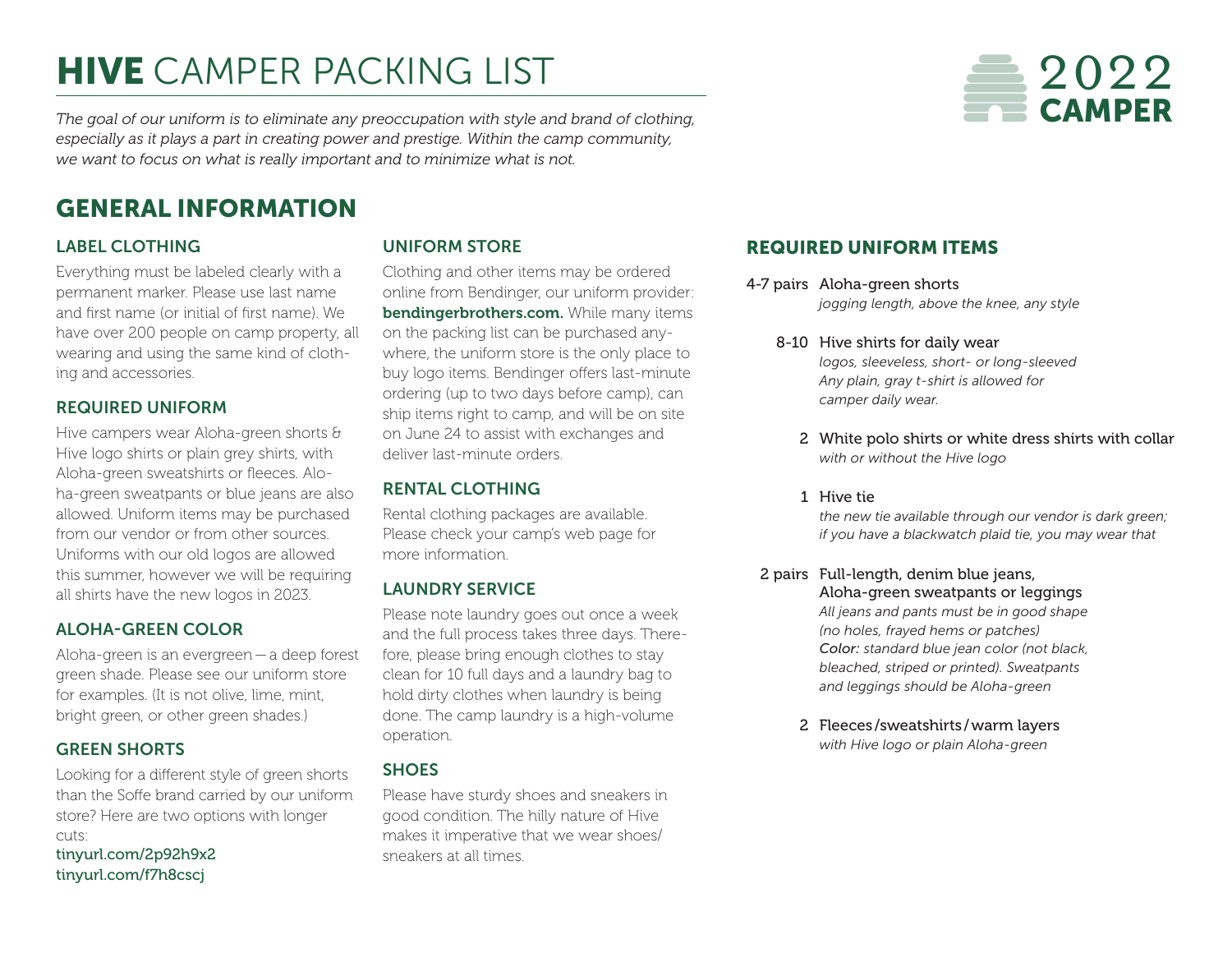# **HIVE** CAMPER PACKING LIST

**2022 CAMPER**

*The goal of our uniform is to eliminate any preoccupation with style and brand of clothing, especially as it plays a part in creating power and prestige. Within the camp community, we want to focus on what is really important and to minimize what is not.*

## GENERAL INFORMATION

### LABEL CLOTHING

Everything must be labeled clearly with a permanent marker. Please use last name and first name (or initial of first name). We have over 200 people on camp property, all wearing and using the same kind of clothing and accessories.

### REQUIRED UNIFORM

Hive campers wear Aloha-green shorts & Hive logo shirts or plain grey shirts, with Aloha-green sweatshirts or fleeces. Aloha-green sweatpants or blue jeans are also allowed. Uniform items may be purchased from our vendor or from other sources. Uniforms with our old logos are allowed this summer, however we will be requiring all shirts have the new logos in 2023.

### ALOHA-GREEN COLOR

Aloha-green is an evergreen—a deep forest green shade. Please see our uniform store for examples. (It is not olive, lime, mint, bright green, or other green shades.)

### GREEN SHORTS

Looking for a different style of green shorts than the Soffe brand carried by our uniform store? Here are two options with longer cuts:
tinyurl.com/2p92h9x2
tinyurl.com/f7h8cscj

### UNIFORM STORE

Clothing and other items may be ordered online from Bendinger, our uniform provider: **bendingerbrothers.com.** While many items on the packing list can be purchased anywhere, the uniform store is the only place to buy logo items. Bendinger offers last-minute ordering (up to two days before camp), can ship items right to camp, and will be on site on June 24 to assist with exchanges and deliver last-minute orders.

### RENTAL CLOTHING

Rental clothing packages are available. Please check your camp's web page for more information.

### LAUNDRY SERVICE

Please note laundry goes out once a week and the full process takes three days. Therefore, please bring enough clothes to stay clean for 10 full days and a laundry bag to hold dirty clothes when laundry is being done. The camp laundry is a high-volume operation.

### SHOES

Please have sturdy shoes and sneakers in good condition. The hilly nature of Hive makes it imperative that we wear shoes/sneakers at all times.

## REQUIRED UNIFORM ITEMS

- **4-7 pairs** Aloha-green shorts
  *jogging length, above the knee, any style*
- **8-10** Hive shirts for daily wear
  *logos, sleeveless, short- or long-sleeved*
  *Any plain, gray t-shirt is allowed for camper daily wear.*
- **2** White polo shirts or white dress shirts with collar
  *with or without the Hive logo*
- **1** Hive tie
  *the new tie available through our vendor is dark green; if you have a blackwatch plaid tie, you may wear that*
- **2 pairs** Full-length, denim blue jeans, Aloha-green sweatpants or leggings
  *All jeans and pants must be in good shape (no holes, frayed hems or patches)*
  *Color: standard blue jean color (not black, bleached, striped or printed). Sweatpants and leggings should be Aloha-green*
- **2** Fleeces/sweatshirts/warm layers
  *with Hive logo or plain Aloha-green*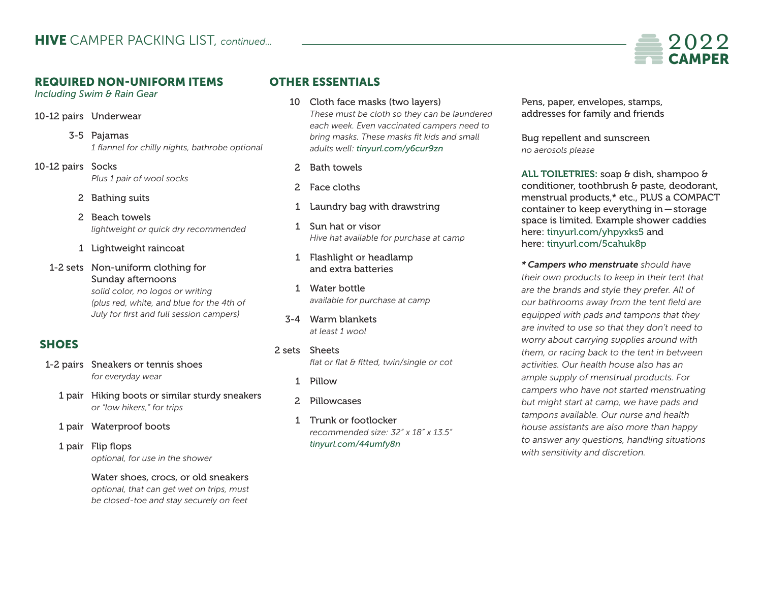# HIVE CAMPER PACKING LIST, *continued...*

## REQUIRED NON-UNIFORM ITEMS

*Including Swim & Rain Gear*

- **10-12 pairs** Underwear
- **3-5** Pajamas
  *1 flannel for chilly nights, bathrobe optional*
- **10-12 pairs** Socks
  *Plus 1 pair of wool socks*
- **2** Bathing suits
- **2** Beach towels
  *lightweight or quick dry recommended*
- **1** Lightweight raincoat
- **1-2 sets** Non-uniform clothing for Sunday afternoons
  *solid color, no logos or writing (plus red, white, and blue for the 4th of July for first and full session campers)*

## SHOES

- **1-2 pairs** Sneakers or tennis shoes
  *for everyday wear*
- **1 pair** Hiking boots or similar sturdy sneakers
  *or "low hikers," for trips*
- **1 pair** Waterproof boots
- **1 pair** Flip flops
  *optional, for use in the shower*
- Water shoes, crocs, or old sneakers
  *optional, that can get wet on trips, must be closed-toe and stay securely on feet*

## OTHER ESSENTIALS

- **10** Cloth face masks (two layers)
  *These must be cloth so they can be laundered each week. Even vaccinated campers need to bring masks. These masks fit kids and small adults well: tinyurl.com/y6cur9zn*
- **2** Bath towels
- **2** Face cloths
- **1** Laundry bag with drawstring
- **1** Sun hat or visor
  *Hive hat available for purchase at camp*
- **1** Flashlight or headlamp and extra batteries
- **1** Water bottle
  *available for purchase at camp*
- **3-4** Warm blankets
  *at least 1 wool*
- **2 sets** Sheets
  *flat or flat & fitted, twin/single or cot*
- **1** Pillow
- **2** Pillowcases
- **1** Trunk or footlocker
  *recommended size: 32" x 18" x 13.5"*
  *tinyurl.com/44umfy8n*

Pens, paper, envelopes, stamps, addresses for family and friends

Bug repellent and sunscreen
*no aerosols please*

**ALL TOILETRIES:** soap & dish, shampoo & conditioner, toothbrush & paste, deodorant, menstrual products,* etc., PLUS a COMPACT container to keep everything in—storage space is limited. Example shower caddies here: tinyurl.com/yhpyxks5 and here: tinyurl.com/5cahuk8p

*__* Campers who menstruate__ should have their own products to keep in their tent that are the brands and style they prefer. All of our bathrooms away from the tent field are equipped with pads and tampons that they are invited to use so that they don't need to worry about carrying supplies around with them, or racing back to the tent in between activities. Our health house also has an ample supply of menstrual products. For campers who have not started menstruating but might start at camp, we have pads and tampons available. Our nurse and health house assistants are also more than happy to answer any questions, handling situations with sensitivity and discretion.*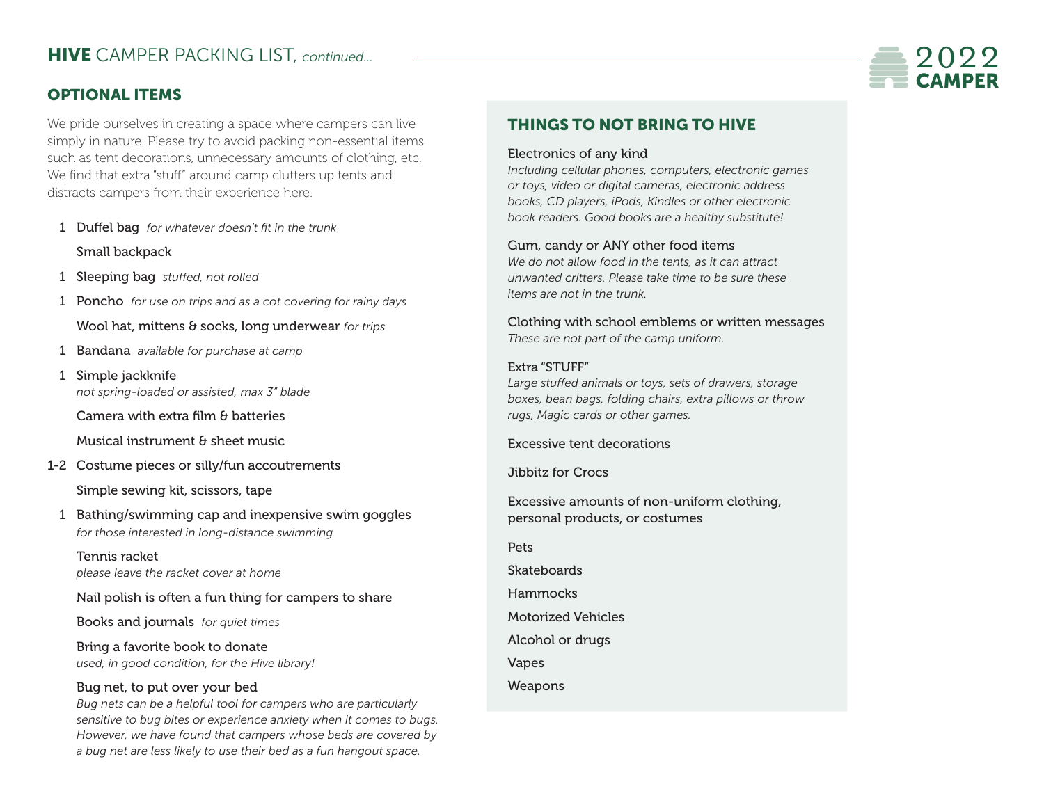# **HIVE** CAMPER PACKING LIST, *continued...*

2022 CAMPER

## OPTIONAL ITEMS

We pride ourselves in creating a space where campers can live simply in nature. Please try to avoid packing non-essential items such as tent decorations, unnecessary amounts of clothing, etc. We find that extra "stuff" around camp clutters up tents and distracts campers from their experience here.

- 1 Duffel bag *for whatever doesn't fit in the trunk*
- Small backpack
- 1 Sleeping bag *stuffed, not rolled*
- 1 Poncho *for use on trips and as a cot covering for rainy days*
- Wool hat, mittens & socks, long underwear *for trips*
- 1 Bandana *available for purchase at camp*
- 1 Simple jackknife
  *not spring-loaded or assisted, max 3" blade*
- Camera with extra film & batteries
- Musical instrument & sheet music
- 1-2 Costume pieces or silly/fun accoutrements
- Simple sewing kit, scissors, tape
- 1 Bathing/swimming cap and inexpensive swim goggles
  *for those interested in long-distance swimming*
- Tennis racket
  *please leave the racket cover at home*
- Nail polish is often a fun thing for campers to share
- Books and journals *for quiet times*
- Bring a favorite book to donate
  *used, in good condition, for the Hive library!*
- Bug net, to put over your bed
  *Bug nets can be a helpful tool for campers who are particularly sensitive to bug bites or experience anxiety when it comes to bugs. However, we have found that campers whose beds are covered by a bug net are less likely to use their bed as a fun hangout space.*

## THINGS TO NOT BRING TO HIVE

Electronics of any kind
*Including cellular phones, computers, electronic games or toys, video or digital cameras, electronic address books, CD players, iPods, Kindles or other electronic book readers. Good books are a healthy substitute!*

Gum, candy or ANY other food items
*We do not allow food in the tents, as it can attract unwanted critters. Please take time to be sure these items are not in the trunk.*

Clothing with school emblems or written messages
*These are not part of the camp uniform.*

Extra "STUFF"
*Large stuffed animals or toys, sets of drawers, storage boxes, bean bags, folding chairs, extra pillows or throw rugs, Magic cards or other games.*

Excessive tent decorations

Jibbitz for Crocs

Excessive amounts of non-uniform clothing, personal products, or costumes

Pets

Skateboards

Hammocks

Motorized Vehicles

Alcohol or drugs

Vapes

Weapons